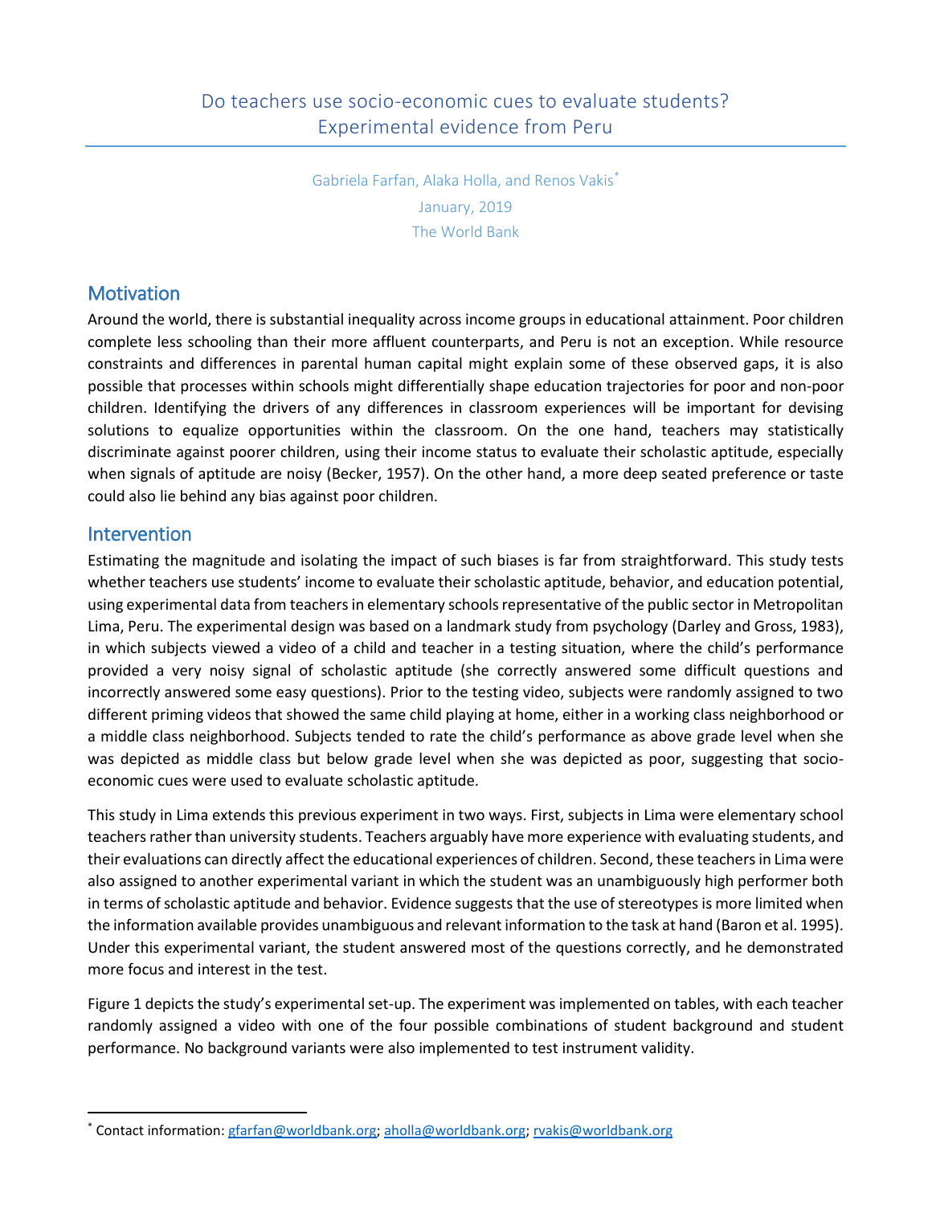# Do teachers use socio-economic cues to evaluate students? Experimental evidence from Peru

Gabriela Farfan, Alaka Holla, and Renos Vakis[*]

January, 2019

The World Bank

## Motivation

Around the world, there is substantial inequality across income groups in educational attainment. Poor children complete less schooling than their more affluent counterparts, and Peru is not an exception. While resource constraints and differences in parental human capital might explain some of these observed gaps, it is also possible that processes within schools might differentially shape education trajectories for poor and non-poor children. Identifying the drivers of any differences in classroom experiences will be important for devising solutions to equalize opportunities within the classroom. On the one hand, teachers may statistically discriminate against poorer children, using their income status to evaluate their scholastic aptitude, especially when signals of aptitude are noisy (Becker, 1957). On the other hand, a more deep seated preference or taste could also lie behind any bias against poor children.

## Intervention

Estimating the magnitude and isolating the impact of such biases is far from straightforward. This study tests whether teachers use students' income to evaluate their scholastic aptitude, behavior, and education potential, using experimental data from teachers in elementary schools representative of the public sector in Metropolitan Lima, Peru. The experimental design was based on a landmark study from psychology (Darley and Gross, 1983), in which subjects viewed a video of a child and teacher in a testing situation, where the child's performance provided a very noisy signal of scholastic aptitude (she correctly answered some difficult questions and incorrectly answered some easy questions). Prior to the testing video, subjects were randomly assigned to two different priming videos that showed the same child playing at home, either in a working class neighborhood or a middle class neighborhood. Subjects tended to rate the child's performance as above grade level when she was depicted as middle class but below grade level when she was depicted as poor, suggesting that socio-economic cues were used to evaluate scholastic aptitude.

This study in Lima extends this previous experiment in two ways. First, subjects in Lima were elementary school teachers rather than university students. Teachers arguably have more experience with evaluating students, and their evaluations can directly affect the educational experiences of children. Second, these teachers in Lima were also assigned to another experimental variant in which the student was an unambiguously high performer both in terms of scholastic aptitude and behavior. Evidence suggests that the use of stereotypes is more limited when the information available provides unambiguous and relevant information to the task at hand (Baron et al. 1995). Under this experimental variant, the student answered most of the questions correctly, and he demonstrated more focus and interest in the test.

Figure 1 depicts the study's experimental set-up. The experiment was implemented on tables, with each teacher randomly assigned a video with one of the four possible combinations of student background and student performance. No background variants were also implemented to test instrument validity.

---

[*] Contact information: gfarfan@worldbank.org; aholla@worldbank.org; rvakis@worldbank.org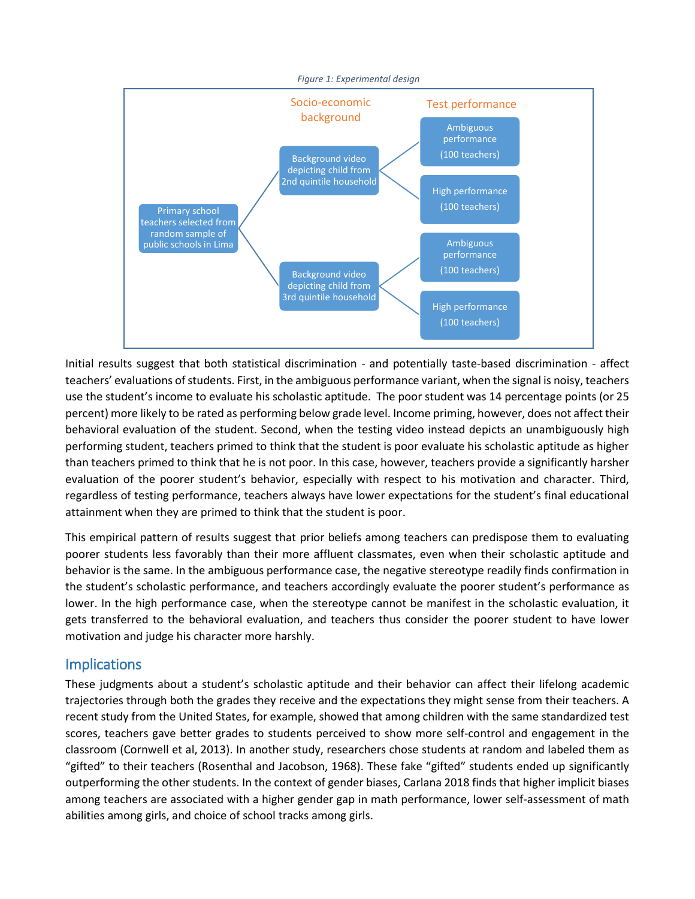*Figure 1: Experimental design*

Socio-economic background

Test performance

Primary school teachers selected from random sample of public schools in Lima

Background video depicting child from 2nd quintile household

Ambiguous performance (100 teachers)

High performance (100 teachers)

Background video depicting child from 3rd quintile household

Ambiguous performance (100 teachers)

High performance (100 teachers)

Initial results suggest that both statistical discrimination - and potentially taste-based discrimination - affect teachers' evaluations of students. First, in the ambiguous performance variant, when the signal is noisy, teachers use the student's income to evaluate his scholastic aptitude. The poor student was 14 percentage points (or 25 percent) more likely to be rated as performing below grade level. Income priming, however, does not affect their behavioral evaluation of the student. Second, when the testing video instead depicts an unambiguously high performing student, teachers primed to think that the student is poor evaluate his scholastic aptitude as higher than teachers primed to think that he is not poor. In this case, however, teachers provide a significantly harsher evaluation of the poorer student's behavior, especially with respect to his motivation and character. Third, regardless of testing performance, teachers always have lower expectations for the student's final educational attainment when they are primed to think that the student is poor.

This empirical pattern of results suggest that prior beliefs among teachers can predispose them to evaluating poorer students less favorably than their more affluent classmates, even when their scholastic aptitude and behavior is the same. In the ambiguous performance case, the negative stereotype readily finds confirmation in the student's scholastic performance, and teachers accordingly evaluate the poorer student's performance as lower. In the high performance case, when the stereotype cannot be manifest in the scholastic evaluation, it gets transferred to the behavioral evaluation, and teachers thus consider the poorer student to have lower motivation and judge his character more harshly.

## Implications

These judgments about a student's scholastic aptitude and their behavior can affect their lifelong academic trajectories through both the grades they receive and the expectations they might sense from their teachers. A recent study from the United States, for example, showed that among children with the same standardized test scores, teachers gave better grades to students perceived to show more self-control and engagement in the classroom (Cornwell et al, 2013). In another study, researchers chose students at random and labeled them as "gifted" to their teachers (Rosenthal and Jacobson, 1968). These fake "gifted" students ended up significantly outperforming the other students. In the context of gender biases, Carlana 2018 finds that higher implicit biases among teachers are associated with a higher gender gap in math performance, lower self-assessment of math abilities among girls, and choice of school tracks among girls.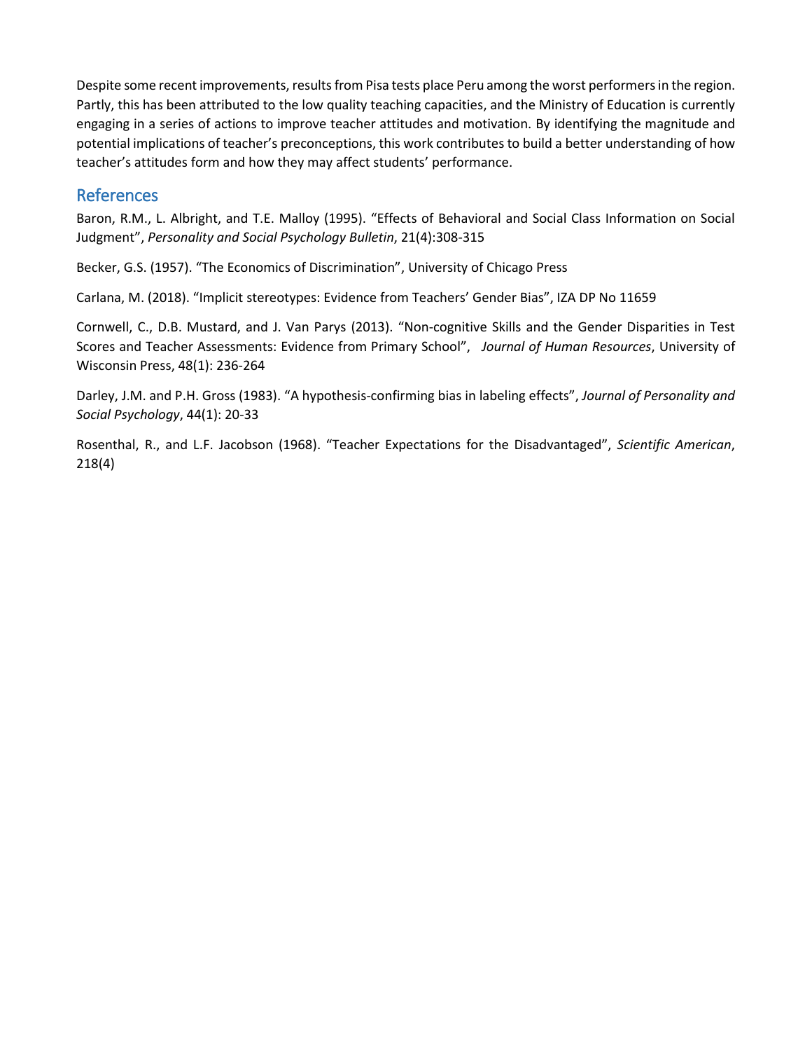Despite some recent improvements, results from Pisa tests place Peru among the worst performers in the region. Partly, this has been attributed to the low quality teaching capacities, and the Ministry of Education is currently engaging in a series of actions to improve teacher attitudes and motivation. By identifying the magnitude and potential implications of teacher's preconceptions, this work contributes to build a better understanding of how teacher's attitudes form and how they may affect students' performance.

## References

Baron, R.M., L. Albright, and T.E. Malloy (1995). "Effects of Behavioral and Social Class Information on Social Judgment", *Personality and Social Psychology Bulletin*, 21(4):308-315

Becker, G.S. (1957). "The Economics of Discrimination", University of Chicago Press

Carlana, M. (2018). "Implicit stereotypes: Evidence from Teachers' Gender Bias", IZA DP No 11659

Cornwell, C., D.B. Mustard, and J. Van Parys (2013). "Non-cognitive Skills and the Gender Disparities in Test Scores and Teacher Assessments: Evidence from Primary School", *Journal of Human Resources*, University of Wisconsin Press, 48(1): 236-264

Darley, J.M. and P.H. Gross (1983). "A hypothesis-confirming bias in labeling effects", *Journal of Personality and Social Psychology*, 44(1): 20-33

Rosenthal, R., and L.F. Jacobson (1968). "Teacher Expectations for the Disadvantaged", *Scientific American*, 218(4)